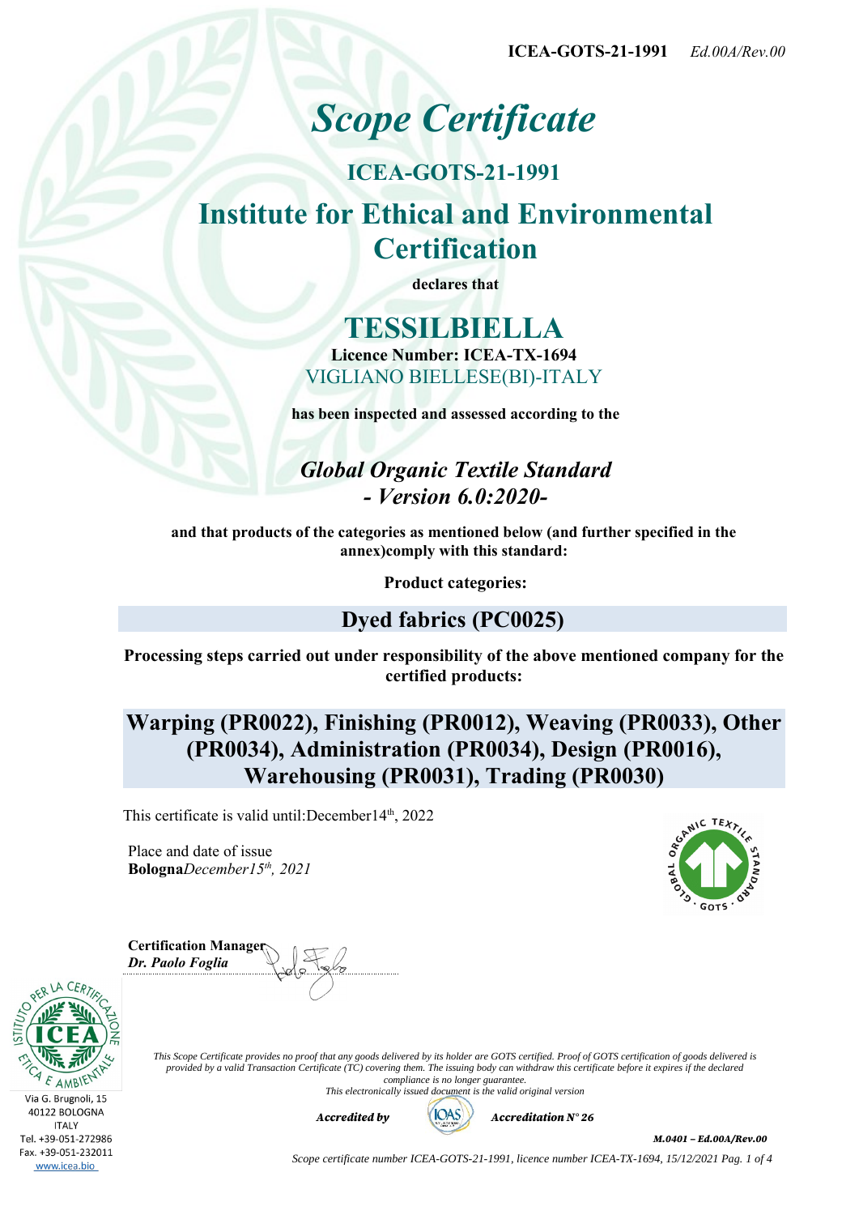**ICEA-GOTS-21-1991** *Ed.00A/Rev.00*

# *Scope Certificate*

## ICEA-GOTS-21-1991

## Institute for Ethical and Environmental Certification

**declares that**

# TESSILBIELLA

**Licence Number: ICEA-TX-1694**

VIGLIANO BIELLESE(BI)-ITALY

**has been inspected and assessed according to the**

## *Global Organic Textile Standard - Version 6.0:2020-*

**and that products of the categories as mentioned below (and further specified in the annex)comply with this standard:**

**Product categories:**

## Dyed fabrics (PC0025)

**Processing steps carried out under responsibility of the above mentioned company for the certified products:**

## Warping (PR0022), Finishing (PR0012), Weaving (PR0033), Other (PR0034), Administration (PR0034), Design (PR0016), Warehousing (PR0031), Trading (PR0030)

This certificate is valid until:December14th, 2022

Place and date of issue
**Bologna***December15th, 2021*

**Certification Manager**
***Dr. Paolo Foglia***

Via G. Brugnoli, 15
40122 BOLOGNA
ITALY
Tel. +39-051-272986
Fax. +39-051-232011
www.icea.bio

*This Scope Certificate provides no proof that any goods delivered by its holder are GOTS certified. Proof of GOTS certification of goods delivered is provided by a valid Transaction Certificate (TC) covering them. The issuing body can withdraw this certificate before it expires if the declared compliance is no longer guarantee.*
*This electronically issued document is the valid original version*

***Accredited by*** ***Accreditation N° 26***

***M.0401 – Ed.00A/Rev.00***

*Scope certificate number ICEA-GOTS-21-1991, licence number ICEA-TX-1694, 15/12/2021*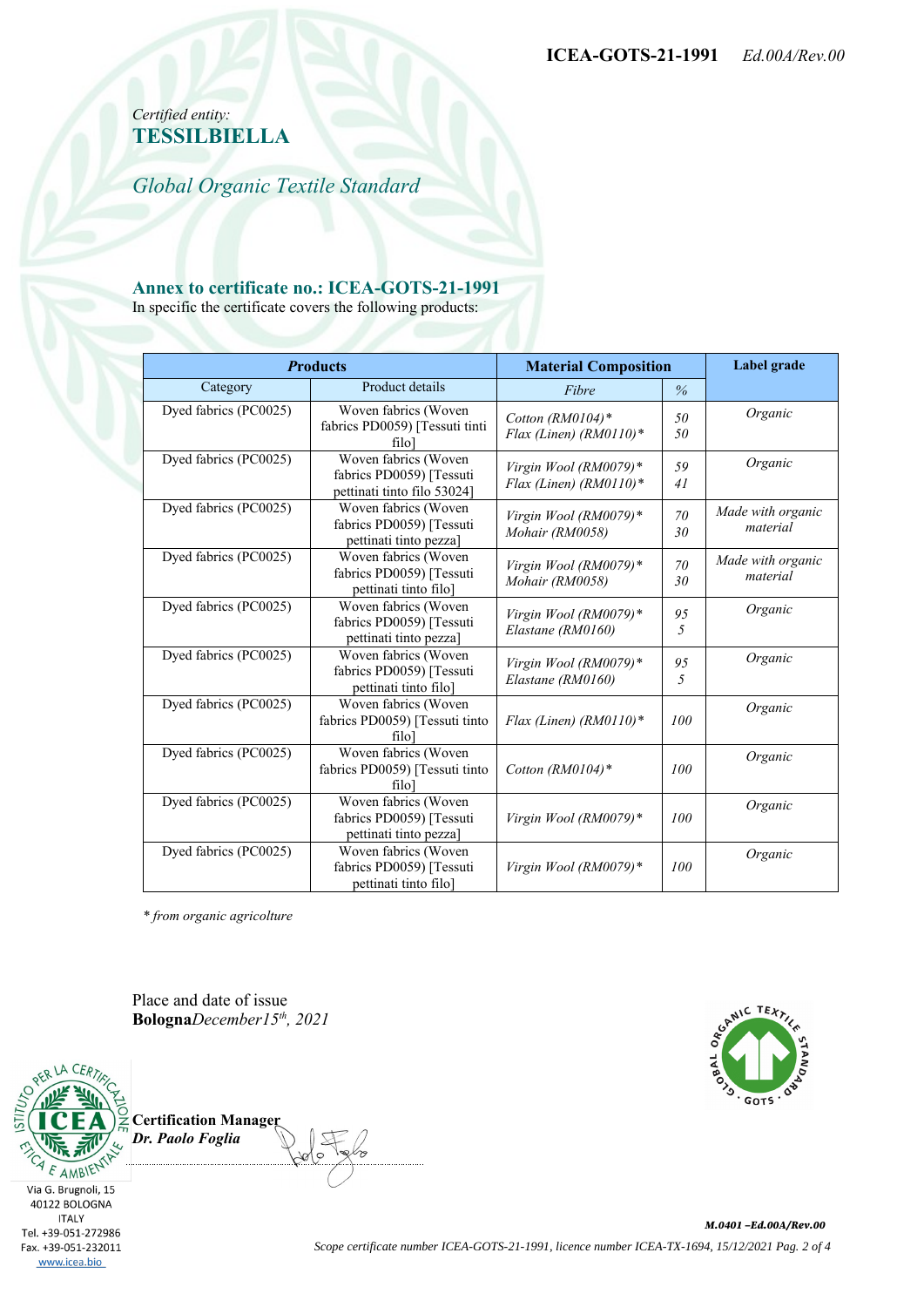ICEA-GOTS-21-1991 *Ed.00A/Rev.00*

*Certified entity:*
**TESSILBIELLA**

*Global Organic Textile Standard*

## Annex to certificate no.: ICEA-GOTS-21-1991

In specific the certificate covers the following products:

| ***Products*** | | **Material Composition** | | **Label grade** |
|---|---|---|---|---|
| Category | Product details | *Fibre* | *%* | |
| Dyed fabrics (PC0025) | Woven fabrics (Woven fabrics PD0059) [Tessuti tinti filo] | *Cotton (RM0104)**<br>*Flax (Linen) (RM0110)** | *50*<br>*50* | *Organic* |
| Dyed fabrics (PC0025) | Woven fabrics (Woven fabrics PD0059) [Tessuti pettinati tinto filo 53024] | *Virgin Wool (RM0079)**<br>*Flax (Linen) (RM0110)** | *59*<br>*41* | *Organic* |
| Dyed fabrics (PC0025) | Woven fabrics (Woven fabrics PD0059) [Tessuti pettinati tinto pezza] | *Virgin Wool (RM0079)**<br>*Mohair (RM0058)* | *70*<br>*30* | *Made with organic material* |
| Dyed fabrics (PC0025) | Woven fabrics (Woven fabrics PD0059) [Tessuti pettinati tinto filo] | *Virgin Wool (RM0079)**<br>*Mohair (RM0058)* | *70*<br>*30* | *Made with organic material* |
| Dyed fabrics (PC0025) | Woven fabrics (Woven fabrics PD0059) [Tessuti pettinati tinto pezza] | *Virgin Wool (RM0079)**<br>*Elastane (RM0160)* | *95*<br>*5* | *Organic* |
| Dyed fabrics (PC0025) | Woven fabrics (Woven fabrics PD0059) [Tessuti pettinati tinto filo] | *Virgin Wool (RM0079)**<br>*Elastane (RM0160)* | *95*<br>*5* | *Organic* |
| Dyed fabrics (PC0025) | Woven fabrics (Woven fabrics PD0059) [Tessuti tinto filo] | *Flax (Linen) (RM0110)** | *100* | *Organic* |
| Dyed fabrics (PC0025) | Woven fabrics (Woven fabrics PD0059) [Tessuti tinto filo] | *Cotton (RM0104)** | *100* | *Organic* |
| Dyed fabrics (PC0025) | Woven fabrics (Woven fabrics PD0059) [Tessuti pettinati tinto pezza] | *Virgin Wool (RM0079)** | *100* | *Organic* |
| Dyed fabrics (PC0025) | Woven fabrics (Woven fabrics PD0059) [Tessuti pettinati tinto filo] | *Virgin Wool (RM0079)** | *100* | *Organic* |

* *from organic agricolture*

Place and date of issue
**Bologna***December15th, 2021*

**Certification Manager**
***Dr. Paolo Foglia***

Via G. Brugnoli, 15
40122 BOLOGNA
ITALY
Tel. +39-051-272986
Fax. +39-051-232011
www.icea.bio

***M.0401 –Ed.00A/Rev.00***

*Scope certificate number ICEA-GOTS-21-1991, licence number ICEA-TX-1694, 15/12/2021*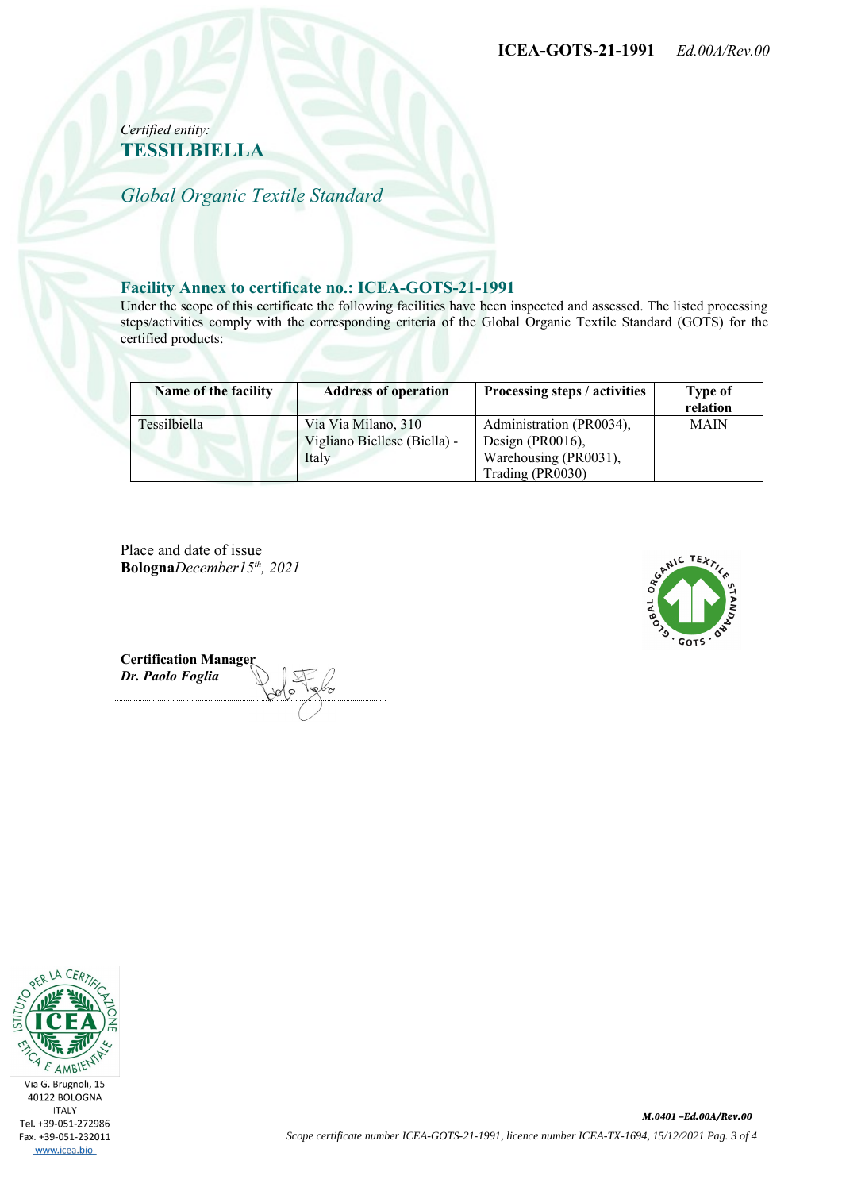*Certified entity:*
**TESSILBIELLA**

*Global Organic Textile Standard*

## Facility Annex to certificate no.: ICEA-GOTS-21-1991

Under the scope of this certificate the following facilities have been inspected and assessed. The listed processing steps/activities comply with the corresponding criteria of the Global Organic Textile Standard (GOTS) for the certified products:

| Name of the facility | Address of operation | Processing steps / activities | Type of relation |
|---|---|---|---|
| Tessilbiella | Via Via Milano, 310 Vigliano Biellese (Biella) - Italy | Administration (PR0034), Design (PR0016), Warehousing (PR0031), Trading (PR0030) | MAIN |

Place and date of issue
**Bologna***December15th, 2021*

**Certification Manager**
***Dr. Paolo Foglia***

Via G. Brugnoli, 15
40122 BOLOGNA
ITALY
Tel. +39-051-272986
Fax. +39-051-232011
www.icea.bio

***M.0401 –Ed.00A/Rev.00***

*Scope certificate number ICEA-GOTS-21-1991, licence number ICEA-TX-1694, 15/12/2021*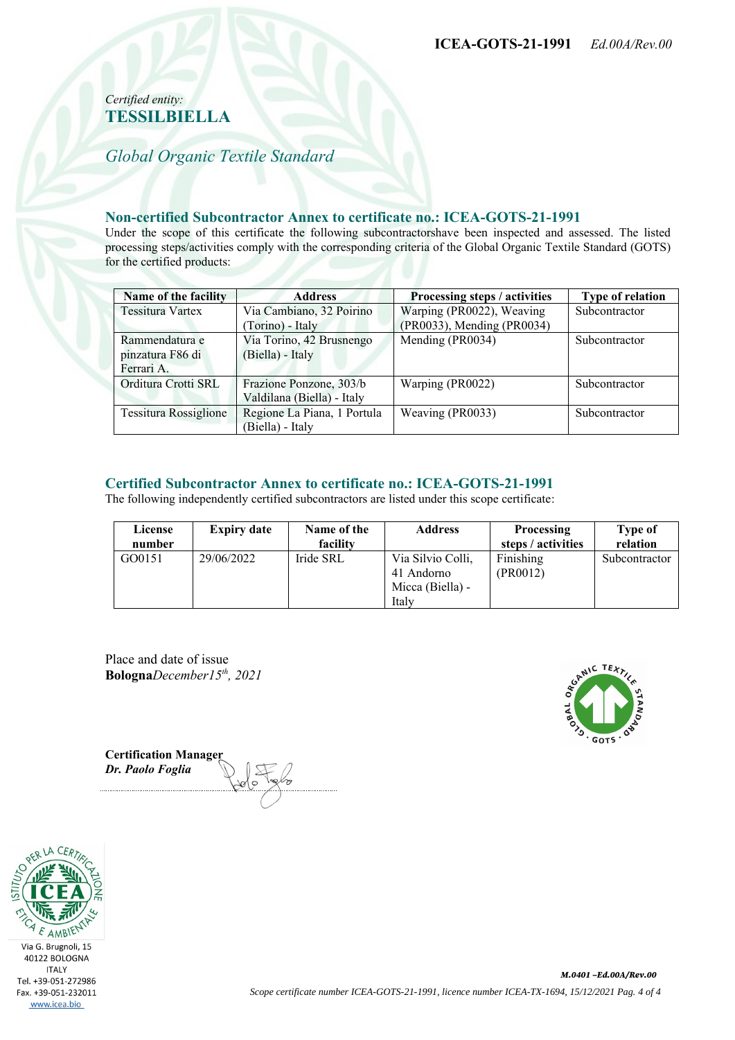**ICEA-GOTS-21-1991** *Ed.00A/Rev.00*

*Certified entity:*
## TESSILBIELLA

*Global Organic Textile Standard*

### Non-certified Subcontractor Annex to certificate no.: ICEA-GOTS-21-1991

Under the scope of this certificate the following subcontractorshave been inspected and assessed. The listed processing steps/activities comply with the corresponding criteria of the Global Organic Textile Standard (GOTS) for the certified products:

| Name of the facility | Address | Processing steps / activities | Type of relation |
|---|---|---|---|
| Tessitura Vartex | Via Cambiano, 32 Poirino (Torino) - Italy | Warping (PR0022), Weaving (PR0033), Mending (PR0034) | Subcontractor |
| Rammendatura e pinzatura F86 di Ferrari A. | Via Torino, 42 Brusnengo (Biella) - Italy | Mending (PR0034) | Subcontractor |
| Orditura Crotti SRL | Frazione Ponzone, 303/b Valdilana (Biella) - Italy | Warping (PR0022) | Subcontractor |
| Tessitura Rossiglione | Regione La Piana, 1 Portula (Biella) - Italy | Weaving (PR0033) | Subcontractor |

### Certified Subcontractor Annex to certificate no.: ICEA-GOTS-21-1991

The following independently certified subcontractors are listed under this scope certificate:

| License number | Expiry date | Name of the facility | Address | Processing steps / activities | Type of relation |
|---|---|---|---|---|---|
| GO0151 | 29/06/2022 | Iride SRL | Via Silvio Colli, 41 Andorno Micca (Biella) - Italy | Finishing (PR0012) | Subcontractor |

Place and date of issue
**Bologna***December15th, 2021*

**Certification Manager**
***Dr. Paolo Foglia***

Via G. Brugnoli, 15
40122 BOLOGNA
ITALY
Tel. +39-051-272986
Fax. +39-051-232011
www.icea.bio

*M.0401 –Ed.00A/Rev.00*

*Scope certificate number ICEA-GOTS-21-1991, licence number ICEA-TX-1694, 15/12/2021*